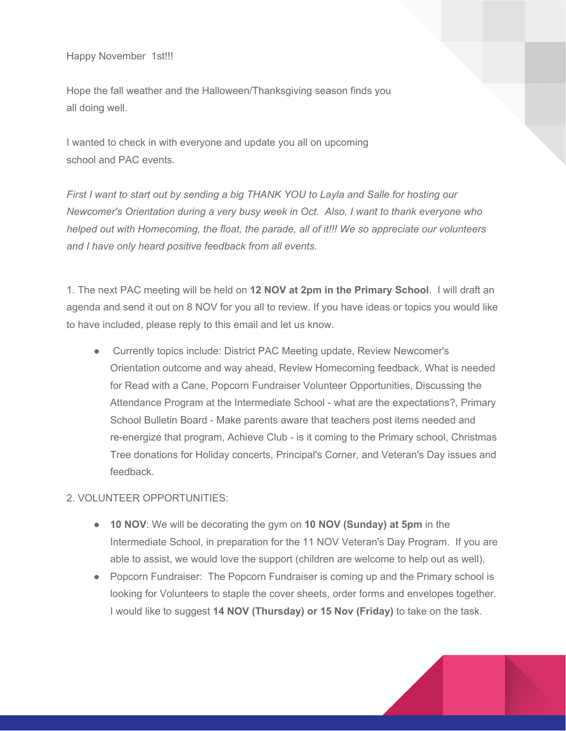Happy November 1st!!!

Hope the fall weather and the Halloween/Thanksgiving season finds you all doing well.

I wanted to check in with everyone and update you all on upcoming school and PAC events.

*First I want to start out by sending a big THANK YOU to Layla and Salle for hosting our Newcomer's Orientation during a very busy week in Oct. Also, I want to thank everyone who helped out with Homecoming, the float, the parade, all of it!!! We so appreciate our volunteers and I have only heard positive feedback from all events.*

1. The next PAC meeting will be held on **12 NOV at 2pm in the Primary School**. I will draft an agenda and send it out on 8 NOV for you all to review. If you have ideas or topics you would like to have included, please reply to this email and let us know.

   - Currently topics include: District PAC Meeting update, Review Newcomer's Orientation outcome and way ahead, Review Homecoming feedback, What is needed for Read with a Cane, Popcorn Fundraiser Volunteer Opportunities, Discussing the Attendance Program at the Intermediate School - what are the expectations?, Primary School Bulletin Board - Make parents aware that teachers post items needed and re-energize that program, Achieve Club - is it coming to the Primary school, Christmas Tree donations for Holiday concerts, Principal's Corner, and Veteran's Day issues and feedback.

2. VOLUNTEER OPPORTUNITIES:

   - **10 NOV**: We will be decorating the gym on **10 NOV (Sunday) at 5pm** in the Intermediate School, in preparation for the 11 NOV Veteran's Day Program. If you are able to assist, we would love the support (children are welcome to help out as well).
   - Popcorn Fundraiser: The Popcorn Fundraiser is coming up and the Primary school is looking for Volunteers to staple the cover sheets, order forms and envelopes together. I would like to suggest **14 NOV (Thursday) or 15 Nov (Friday)** to take on the task.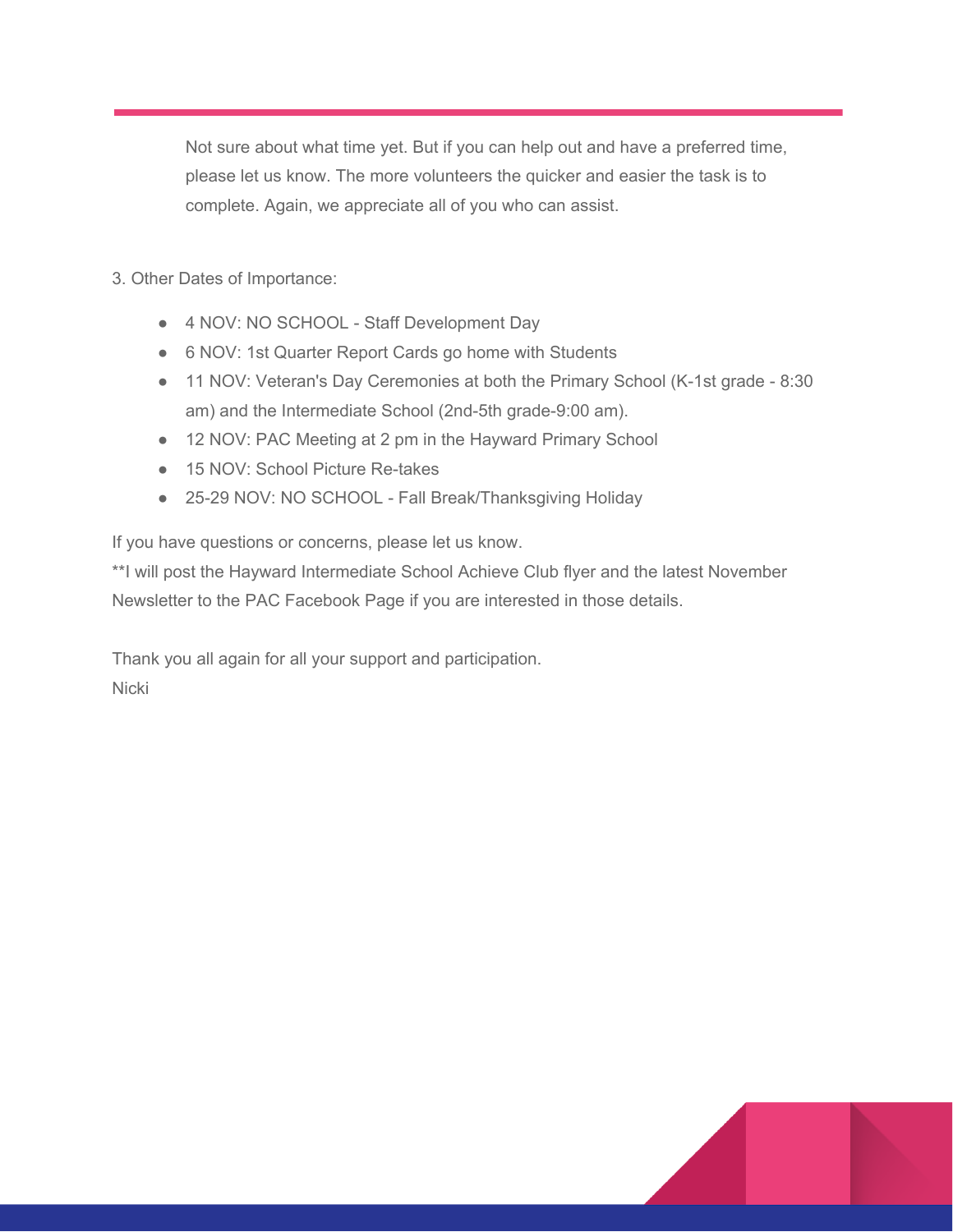Not sure about what time yet. But if you can help out and have a preferred time, please let us know. The more volunteers the quicker and easier the task is to complete. Again, we appreciate all of you who can assist.

3. Other Dates of Importance:

- 4 NOV: NO SCHOOL - Staff Development Day
- 6 NOV: 1st Quarter Report Cards go home with Students
- 11 NOV: Veteran's Day Ceremonies at both the Primary School (K-1st grade - 8:30 am) and the Intermediate School (2nd-5th grade-9:00 am).
- 12 NOV: PAC Meeting at 2 pm in the Hayward Primary School
- 15 NOV: School Picture Re-takes
- 25-29 NOV: NO SCHOOL - Fall Break/Thanksgiving Holiday

If you have questions or concerns, please let us know.
**I will post the Hayward Intermediate School Achieve Club flyer and the latest November Newsletter to the PAC Facebook Page if you are interested in those details.

Thank you all again for all your support and participation.
Nicki